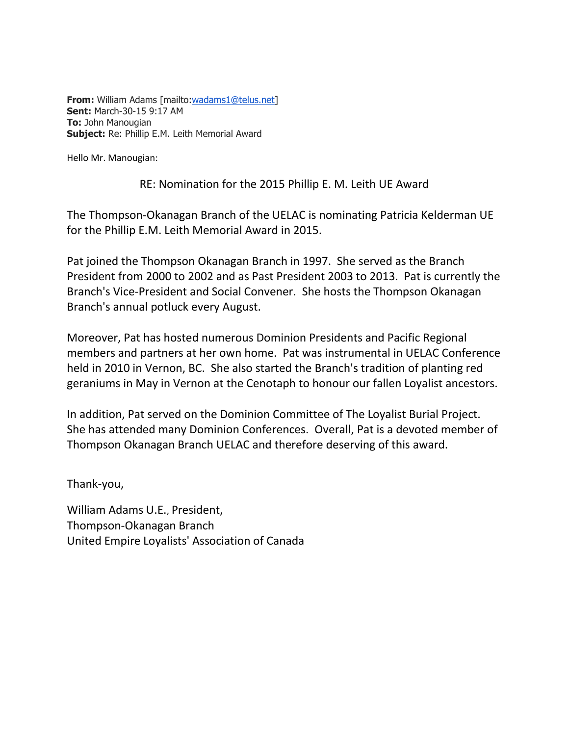**From:** William Adams [mailto:wadams1@telus.net]
**Sent:** March-30-15 9:17 AM
**To:** John Manougian
**Subject:** Re: Phillip E.M. Leith Memorial Award

Hello Mr. Manougian:

RE: Nomination for the 2015 Phillip E. M. Leith UE Award

The Thompson-Okanagan Branch of the UELAC is nominating Patricia Kelderman UE for the Phillip E.M. Leith Memorial Award in 2015.

Pat joined the Thompson Okanagan Branch in 1997. She served as the Branch President from 2000 to 2002 and as Past President 2003 to 2013. Pat is currently the Branch's Vice-President and Social Convener. She hosts the Thompson Okanagan Branch's annual potluck every August.

Moreover, Pat has hosted numerous Dominion Presidents and Pacific Regional members and partners at her own home. Pat was instrumental in UELAC Conference held in 2010 in Vernon, BC. She also started the Branch's tradition of planting red geraniums in May in Vernon at the Cenotaph to honour our fallen Loyalist ancestors.

In addition, Pat served on the Dominion Committee of The Loyalist Burial Project. She has attended many Dominion Conferences. Overall, Pat is a devoted member of Thompson Okanagan Branch UELAC and therefore deserving of this award.

Thank-you,

William Adams U.E., President,
Thompson-Okanagan Branch
United Empire Loyalists' Association of Canada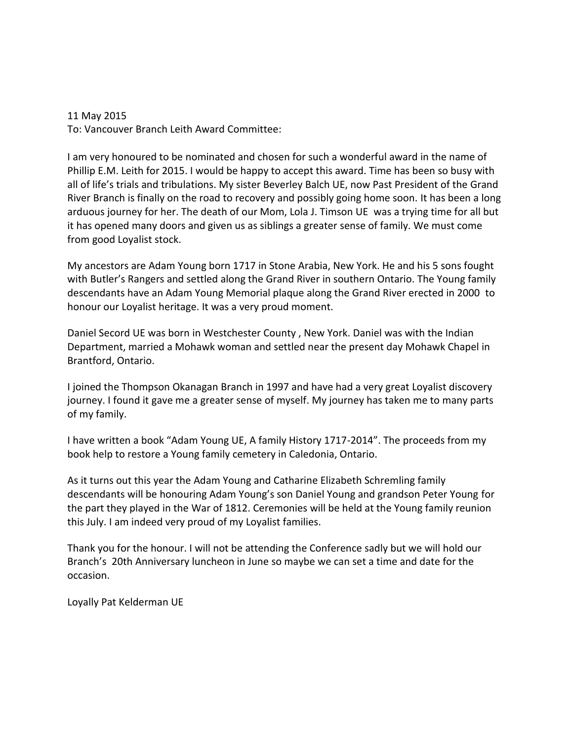11 May 2015
To: Vancouver Branch Leith Award Committee:

I am very honoured to be nominated and chosen for such a wonderful award in the name of Phillip E.M. Leith for 2015. I would be happy to accept this award. Time has been so busy with all of life's trials and tribulations. My sister Beverley Balch UE, now Past President of the Grand River Branch is finally on the road to recovery and possibly going home soon. It has been a long arduous journey for her. The death of our Mom, Lola J. Timson UE was a trying time for all but it has opened many doors and given us as siblings a greater sense of family. We must come from good Loyalist stock.

My ancestors are Adam Young born 1717 in Stone Arabia, New York. He and his 5 sons fought with Butler's Rangers and settled along the Grand River in southern Ontario. The Young family descendants have an Adam Young Memorial plaque along the Grand River erected in 2000 to honour our Loyalist heritage. It was a very proud moment.

Daniel Secord UE was born in Westchester County , New York. Daniel was with the Indian Department, married a Mohawk woman and settled near the present day Mohawk Chapel in Brantford, Ontario.

I joined the Thompson Okanagan Branch in 1997 and have had a very great Loyalist discovery journey. I found it gave me a greater sense of myself. My journey has taken me to many parts of my family.

I have written a book "Adam Young UE, A family History 1717-2014". The proceeds from my book help to restore a Young family cemetery in Caledonia, Ontario.

As it turns out this year the Adam Young and Catharine Elizabeth Schremling family descendants will be honouring Adam Young's son Daniel Young and grandson Peter Young for the part they played in the War of 1812. Ceremonies will be held at the Young family reunion this July. I am indeed very proud of my Loyalist families.

Thank you for the honour. I will not be attending the Conference sadly but we will hold our Branch's 20th Anniversary luncheon in June so maybe we can set a time and date for the occasion.

Loyally Pat Kelderman UE